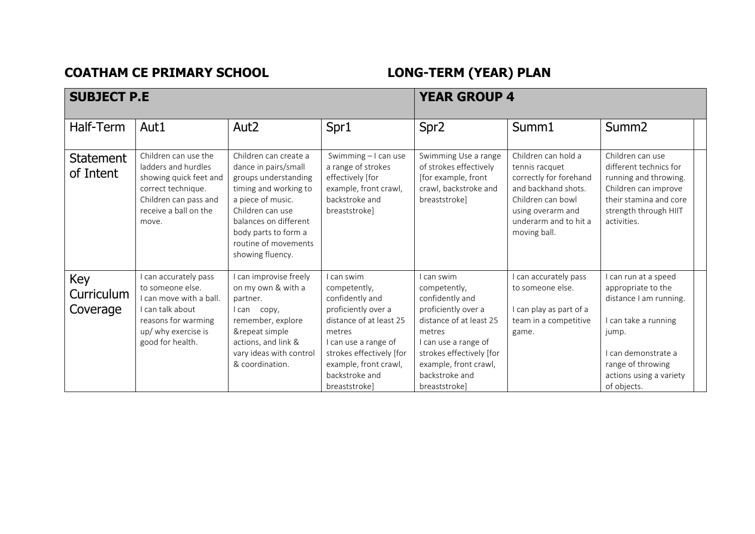**COATHAM CE PRIMARY SCHOOL** **LONG-TERM (YEAR) PLAN**

| **SUBJECT P.E** | | | | **YEAR GROUP 4** | | |
|---|---|---|---|---|---|---|
| Half-Term | Aut1 | Aut2 | Spr1 | Spr2 | Summ1 | Summ2 |
| Statement of Intent | Children can use the ladders and hurdles showing quick feet and correct technique. Children can pass and receive a ball on the move. | Children can create a dance in pairs/small groups understanding timing and working to a piece of music. Children can use balances on different body parts to form a routine of movements showing fluency. | Swimming – I can use a range of strokes effectively [for example, front crawl, backstroke and breaststroke] | Swimming Use a range of strokes effectively [for example, front crawl, backstroke and breaststroke] | Children can hold a tennis racquet correctly for forehand and backhand shots. Children can bowl using overarm and underarm and to hit a moving ball. | Children can use different technics for running and throwing. Children can improve their stamina and core strength through HIIT activities. |
| Key Curriculum Coverage | I can accurately pass to someone else.<br>I can move with a ball.<br>I can talk about reasons for warming up/ why exercise is good for health. | I can improvise freely on my own & with a partner.<br>I can copy, remember, explore &repeat simple actions, and link & vary ideas with control & coordination. | I can swim competently, confidently and proficiently over a distance of at least 25 metres<br>I can use a range of strokes effectively [for example, front crawl, backstroke and breaststroke] | I can swim competently, confidently and proficiently over a distance of at least 25 metres<br>I can use a range of strokes effectively [for example, front crawl, backstroke and breaststroke] | I can accurately pass to someone else.<br><br>I can play as part of a team in a competitive game. | I can run at a speed appropriate to the distance I am running.<br><br>I can take a running jump.<br><br>I can demonstrate a range of throwing actions using a variety of objects. |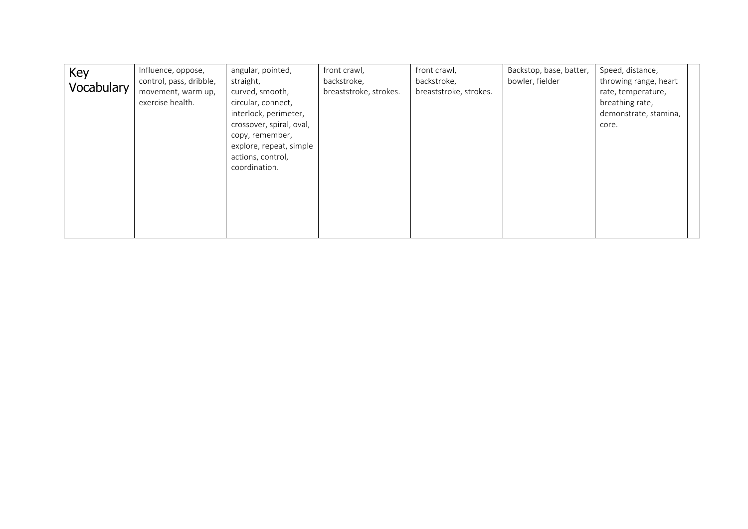| | | | | | | | |
|---|---|---|---|---|---|---|---|
| Key Vocabulary | Influence, oppose, control, pass, dribble, movement, warm up, exercise health. | angular, pointed, straight, curved, smooth, circular, connect, interlock, perimeter, crossover, spiral, oval, copy, remember, explore, repeat, simple actions, control, coordination. | front crawl, backstroke, breaststroke, strokes. | front crawl, backstroke, breaststroke, strokes. | Backstop, base, batter, bowler, fielder | Speed, distance, throwing range, heart rate, temperature, breathing rate, demonstrate, stamina, core. | |